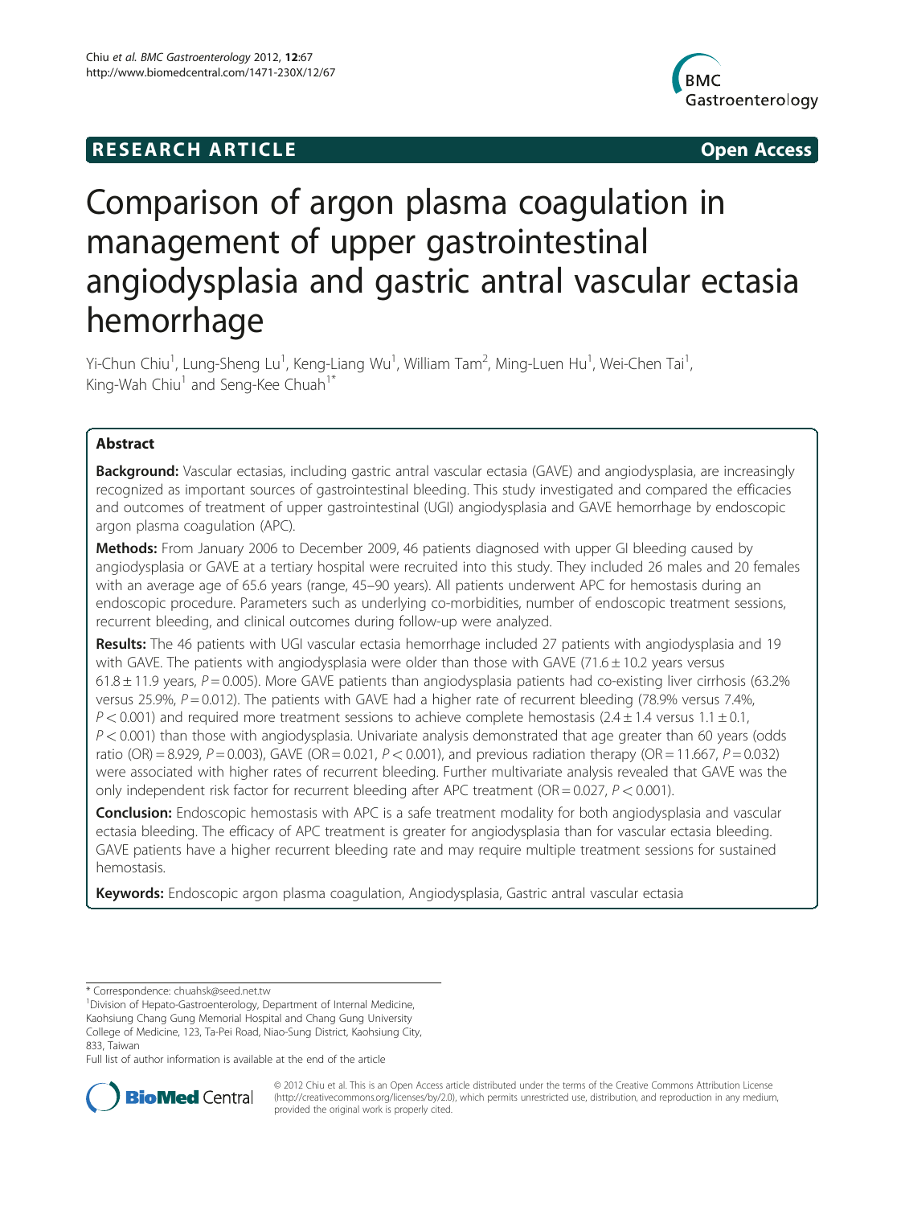RESEARCH ARTICLE Open Access

# Comparison of argon plasma coagulation in management of upper gastrointestinal angiodysplasia and gastric antral vascular ectasia hemorrhage

Yi-Chun Chiu[1], Lung-Sheng Lu[1], Keng-Liang Wu[1], William Tam[2], Ming-Luen Hu[1], Wei-Chen Tai[1], King-Wah Chiu[1] and Seng-Kee Chuah[1*]

## Abstract

**Background:** Vascular ectasias, including gastric antral vascular ectasia (GAVE) and angiodysplasia, are increasingly recognized as important sources of gastrointestinal bleeding. This study investigated and compared the efficacies and outcomes of treatment of upper gastrointestinal (UGI) angiodysplasia and GAVE hemorrhage by endoscopic argon plasma coagulation (APC).

**Methods:** From January 2006 to December 2009, 46 patients diagnosed with upper GI bleeding caused by angiodysplasia or GAVE at a tertiary hospital were recruited into this study. They included 26 males and 20 females with an average age of 65.6 years (range, 45–90 years). All patients underwent APC for hemostasis during an endoscopic procedure. Parameters such as underlying co-morbidities, number of endoscopic treatment sessions, recurrent bleeding, and clinical outcomes during follow-up were analyzed.

**Results:** The 46 patients with UGI vascular ectasia hemorrhage included 27 patients with angiodysplasia and 19 with GAVE. The patients with angiodysplasia were older than those with GAVE ($71.6 \pm 10.2$ years versus $61.8 \pm 11.9$ years, $P = 0.005$). More GAVE patients than angiodysplasia patients had co-existing liver cirrhosis (63.2% versus 25.9%, $P = 0.012$). The patients with GAVE had a higher rate of recurrent bleeding (78.9% versus 7.4%, $P < 0.001$) and required more treatment sessions to achieve complete hemostasis ($2.4 \pm 1.4$ versus $1.1 \pm 0.1$, $P < 0.001$) than those with angiodysplasia. Univariate analysis demonstrated that age greater than 60 years (odds ratio (OR) = 8.929, $P = 0.003$), GAVE (OR = 0.021, $P < 0.001$), and previous radiation therapy (OR = 11.667, $P = 0.032$) were associated with higher rates of recurrent bleeding. Further multivariate analysis revealed that GAVE was the only independent risk factor for recurrent bleeding after APC treatment (OR = 0.027, $P < 0.001$).

**Conclusion:** Endoscopic hemostasis with APC is a safe treatment modality for both angiodysplasia and vascular ectasia bleeding. The efficacy of APC treatment is greater for angiodysplasia than for vascular ectasia bleeding. GAVE patients have a higher recurrent bleeding rate and may require multiple treatment sessions for sustained hemostasis.

**Keywords:** Endoscopic argon plasma coagulation, Angiodysplasia, Gastric antral vascular ectasia

---

* Correspondence: chuahsk@seed.net.tw
[1]Division of Hepato-Gastroenterology, Department of Internal Medicine, Kaohsiung Chang Gung Memorial Hospital and Chang Gung University College of Medicine, 123, Ta-Pei Road, Niao-Sung District, Kaohsiung City, 833, Taiwan
Full list of author information is available at the end of the article

© 2012 Chiu et al. This is an Open Access article distributed under the terms of the Creative Commons Attribution License (http://creativecommons.org/licenses/by/2.0), which permits unrestricted use, distribution, and reproduction in any medium, provided the original work is properly cited.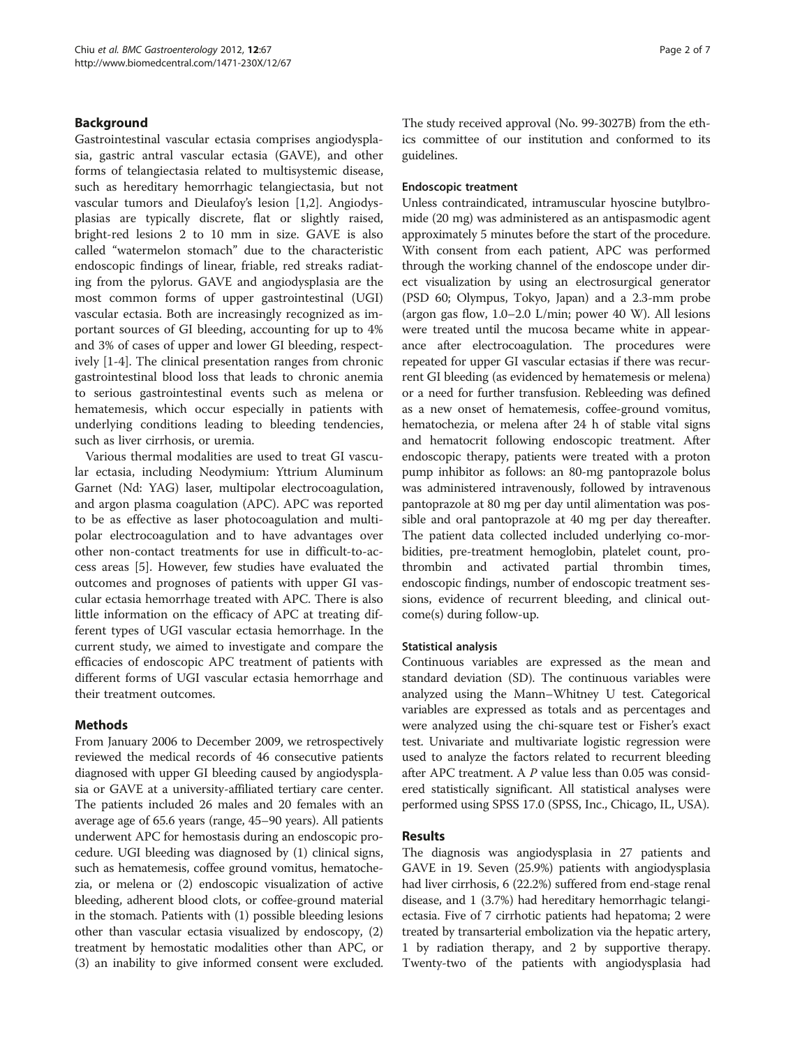## Background

Gastrointestinal vascular ectasia comprises angiodysplasia, gastric antral vascular ectasia (GAVE), and other forms of telangiectasia related to multisystemic disease, such as hereditary hemorrhagic telangiectasia, but not vascular tumors and Dieulafoy's lesion [1,2]. Angiodysplasias are typically discrete, flat or slightly raised, bright-red lesions 2 to 10 mm in size. GAVE is also called "watermelon stomach" due to the characteristic endoscopic findings of linear, friable, red streaks radiating from the pylorus. GAVE and angiodysplasia are the most common forms of upper gastrointestinal (UGI) vascular ectasia. Both are increasingly recognized as important sources of GI bleeding, accounting for up to 4% and 3% of cases of upper and lower GI bleeding, respectively [1-4]. The clinical presentation ranges from chronic gastrointestinal blood loss that leads to chronic anemia to serious gastrointestinal events such as melena or hematemesis, which occur especially in patients with underlying conditions leading to bleeding tendencies, such as liver cirrhosis, or uremia.

Various thermal modalities are used to treat GI vascular ectasia, including Neodymium: Yttrium Aluminum Garnet (Nd: YAG) laser, multipolar electrocoagulation, and argon plasma coagulation (APC). APC was reported to be as effective as laser photocoagulation and multipolar electrocoagulation and to have advantages over other non-contact treatments for use in difficult-to-access areas [5]. However, few studies have evaluated the outcomes and prognoses of patients with upper GI vascular ectasia hemorrhage treated with APC. There is also little information on the efficacy of APC at treating different types of UGI vascular ectasia hemorrhage. In the current study, we aimed to investigate and compare the efficacies of endoscopic APC treatment of patients with different forms of UGI vascular ectasia hemorrhage and their treatment outcomes.

## Methods

From January 2006 to December 2009, we retrospectively reviewed the medical records of 46 consecutive patients diagnosed with upper GI bleeding caused by angiodysplasia or GAVE at a university-affiliated tertiary care center. The patients included 26 males and 20 females with an average age of 65.6 years (range, 45–90 years). All patients underwent APC for hemostasis during an endoscopic procedure. UGI bleeding was diagnosed by (1) clinical signs, such as hematemesis, coffee ground vomitus, hematochezia, or melena or (2) endoscopic visualization of active bleeding, adherent blood clots, or coffee-ground material in the stomach. Patients with (1) possible bleeding lesions other than vascular ectasia visualized by endoscopy, (2) treatment by hemostatic modalities other than APC, or (3) an inability to give informed consent were excluded. The study received approval (No. 99-3027B) from the ethics committee of our institution and conformed to its guidelines.

### Endoscopic treatment

Unless contraindicated, intramuscular hyoscine butylbromide (20 mg) was administered as an antispasmodic agent approximately 5 minutes before the start of the procedure. With consent from each patient, APC was performed through the working channel of the endoscope under direct visualization by using an electrosurgical generator (PSD 60; Olympus, Tokyo, Japan) and a 2.3-mm probe (argon gas flow, 1.0–2.0 L/min; power 40 W). All lesions were treated until the mucosa became white in appearance after electrocoagulation. The procedures were repeated for upper GI vascular ectasias if there was recurrent GI bleeding (as evidenced by hematemesis or melena) or a need for further transfusion. Rebleeding was defined as a new onset of hematemesis, coffee-ground vomitus, hematochezia, or melena after 24 h of stable vital signs and hematocrit following endoscopic treatment. After endoscopic therapy, patients were treated with a proton pump inhibitor as follows: an 80-mg pantoprazole bolus was administered intravenously, followed by intravenous pantoprazole at 80 mg per day until alimentation was possible and oral pantoprazole at 40 mg per day thereafter. The patient data collected included underlying co-morbidities, pre-treatment hemoglobin, platelet count, prothrombin and activated partial thrombin times, endoscopic findings, number of endoscopic treatment sessions, evidence of recurrent bleeding, and clinical outcome(s) during follow-up.

### Statistical analysis

Continuous variables are expressed as the mean and standard deviation (SD). The continuous variables were analyzed using the Mann–Whitney U test. Categorical variables are expressed as totals and as percentages and were analyzed using the chi-square test or Fisher's exact test. Univariate and multivariate logistic regression were used to analyze the factors related to recurrent bleeding after APC treatment. A $P$ value less than 0.05 was considered statistically significant. All statistical analyses were performed using SPSS 17.0 (SPSS, Inc., Chicago, IL, USA).

## Results

The diagnosis was angiodysplasia in 27 patients and GAVE in 19. Seven (25.9%) patients with angiodysplasia had liver cirrhosis, 6 (22.2%) suffered from end-stage renal disease, and 1 (3.7%) had hereditary hemorrhagic telangiectasia. Five of 7 cirrhotic patients had hepatoma; 2 were treated by transarterial embolization via the hepatic artery, 1 by radiation therapy, and 2 by supportive therapy. Twenty-two of the patients with angiodysplasia had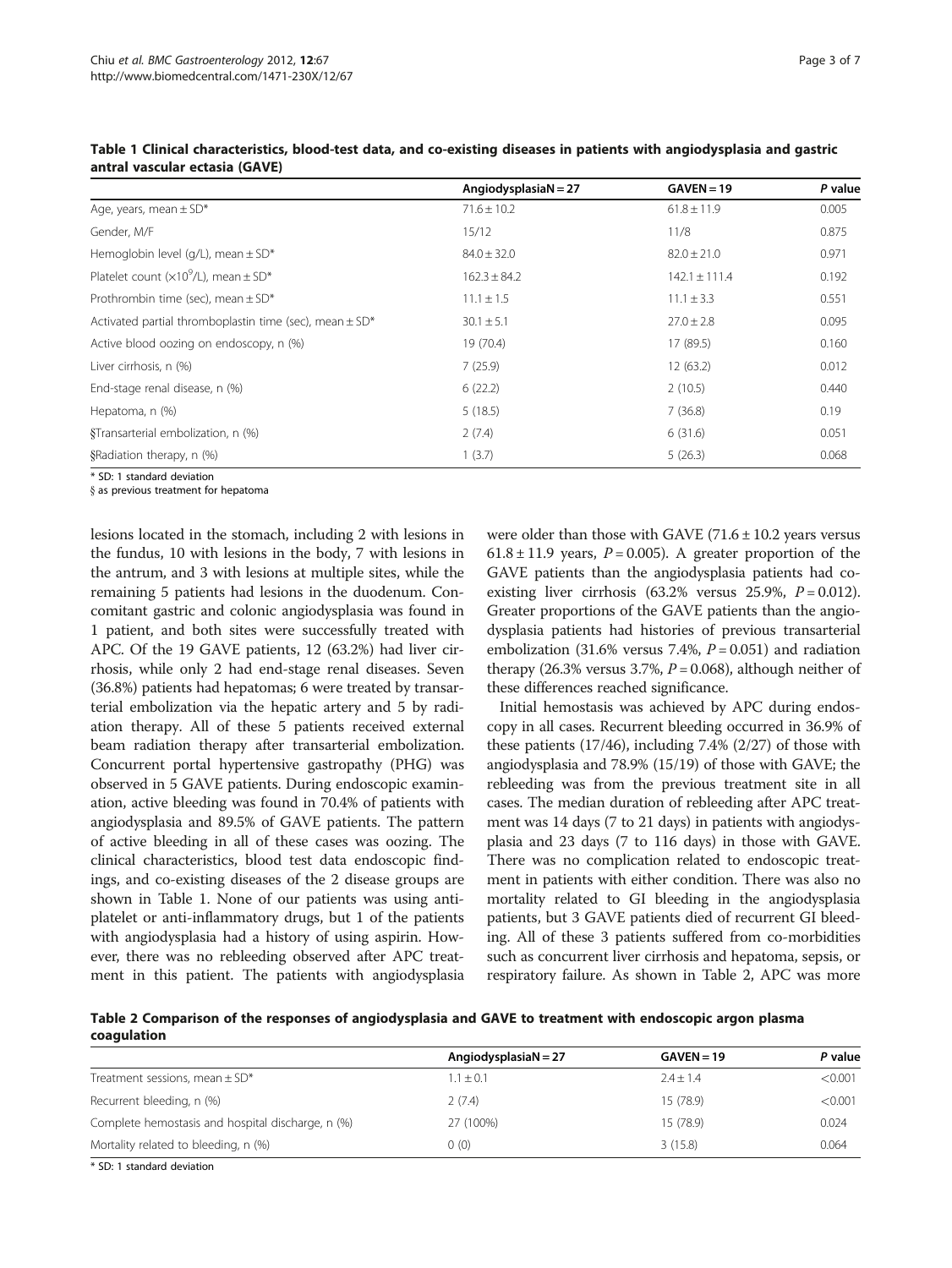**Table 1 Clinical characteristics, blood-test data, and co-existing diseases in patients with angiodysplasia and gastric antral vascular ectasia (GAVE)**

| | Angiodysplasia N = 27 | GAVE N = 19 | *P* value |
|---|---|---|---|
| Age, years, mean ± SD* | 71.6 ± 10.2 | 61.8 ± 11.9 | 0.005 |
| Gender, M/F | 15/12 | 11/8 | 0.875 |
| Hemoglobin level (g/L), mean ± SD* | 84.0 ± 32.0 | 82.0 ± 21.0 | 0.971 |
| Platelet count ($\times 10^9$/L), mean ± SD* | 162.3 ± 84.2 | 142.1 ± 111.4 | 0.192 |
| Prothrombin time (sec), mean ± SD* | 11.1 ± 1.5 | 11.1 ± 3.3 | 0.551 |
| Activated partial thromboplastin time (sec), mean ± SD* | 30.1 ± 5.1 | 27.0 ± 2.8 | 0.095 |
| Active blood oozing on endoscopy, n (%) | 19 (70.4) | 17 (89.5) | 0.160 |
| Liver cirrhosis, n (%) | 7 (25.9) | 12 (63.2) | 0.012 |
| End-stage renal disease, n (%) | 6 (22.2) | 2 (10.5) | 0.440 |
| Hepatoma, n (%) | 5 (18.5) | 7 (36.8) | 0.19 |
| §Transarterial embolization, n (%) | 2 (7.4) | 6 (31.6) | 0.051 |
| §Radiation therapy, n (%) | 1 (3.7) | 5 (26.3) | 0.068 |

\* SD: 1 standard deviation

§ as previous treatment for hepatoma

lesions located in the stomach, including 2 with lesions in the fundus, 10 with lesions in the body, 7 with lesions in the antrum, and 3 with lesions at multiple sites, while the remaining 5 patients had lesions in the duodenum. Concomitant gastric and colonic angiodysplasia was found in 1 patient, and both sites were successfully treated with APC. Of the 19 GAVE patients, 12 (63.2%) had liver cirrhosis, while only 2 had end-stage renal diseases. Seven (36.8%) patients had hepatomas; 6 were treated by transarterial embolization via the hepatic artery and 5 by radiation therapy. All of these 5 patients received external beam radiation therapy after transarterial embolization. Concurrent portal hypertensive gastropathy (PHG) was observed in 5 GAVE patients. During endoscopic examination, active bleeding was found in 70.4% of patients with angiodysplasia and 89.5% of GAVE patients. The pattern of active bleeding in all of these cases was oozing. The clinical characteristics, blood test data endoscopic findings, and co-existing diseases of the 2 disease groups are shown in Table 1. None of our patients was using antiplatelet or anti-inflammatory drugs, but 1 of the patients with angiodysplasia had a history of using aspirin. However, there was no rebleeding observed after APC treatment in this patient. The patients with angiodysplasia were older than those with GAVE (71.6 ± 10.2 years versus 61.8 ± 11.9 years, $P = 0.005$). A greater proportion of the GAVE patients than the angiodysplasia patients had coexisting liver cirrhosis (63.2% versus 25.9%, $P = 0.012$). Greater proportions of the GAVE patients than the angiodysplasia patients had histories of previous transarterial embolization (31.6% versus 7.4%, $P = 0.051$) and radiation therapy (26.3% versus 3.7%, $P = 0.068$), although neither of these differences reached significance.

Initial hemostasis was achieved by APC during endoscopy in all cases. Recurrent bleeding occurred in 36.9% of these patients (17/46), including 7.4% (2/27) of those with angiodysplasia and 78.9% (15/19) of those with GAVE; the rebleeding was from the previous treatment site in all cases. The median duration of rebleeding after APC treatment was 14 days (7 to 21 days) in patients with angiodysplasia and 23 days (7 to 116 days) in those with GAVE. There was no complication related to endoscopic treatment in patients with either condition. There was also no mortality related to GI bleeding in the angiodysplasia patients, but 3 GAVE patients died of recurrent GI bleeding. All of these 3 patients suffered from co-morbidities such as concurrent liver cirrhosis and hepatoma, sepsis, or respiratory failure. As shown in Table 2, APC was more

**Table 2 Comparison of the responses of angiodysplasia and GAVE to treatment with endoscopic argon plasma coagulation**

| | Angiodysplasia N = 27 | GAVE N = 19 | *P* value |
|---|---|---|---|
| Treatment sessions, mean ± SD* | 1.1 ± 0.1 | 2.4 ± 1.4 | <0.001 |
| Recurrent bleeding, n (%) | 2 (7.4) | 15 (78.9) | <0.001 |
| Complete hemostasis and hospital discharge, n (%) | 27 (100%) | 15 (78.9) | 0.024 |
| Mortality related to bleeding, n (%) | 0 (0) | 3 (15.8) | 0.064 |

\* SD: 1 standard deviation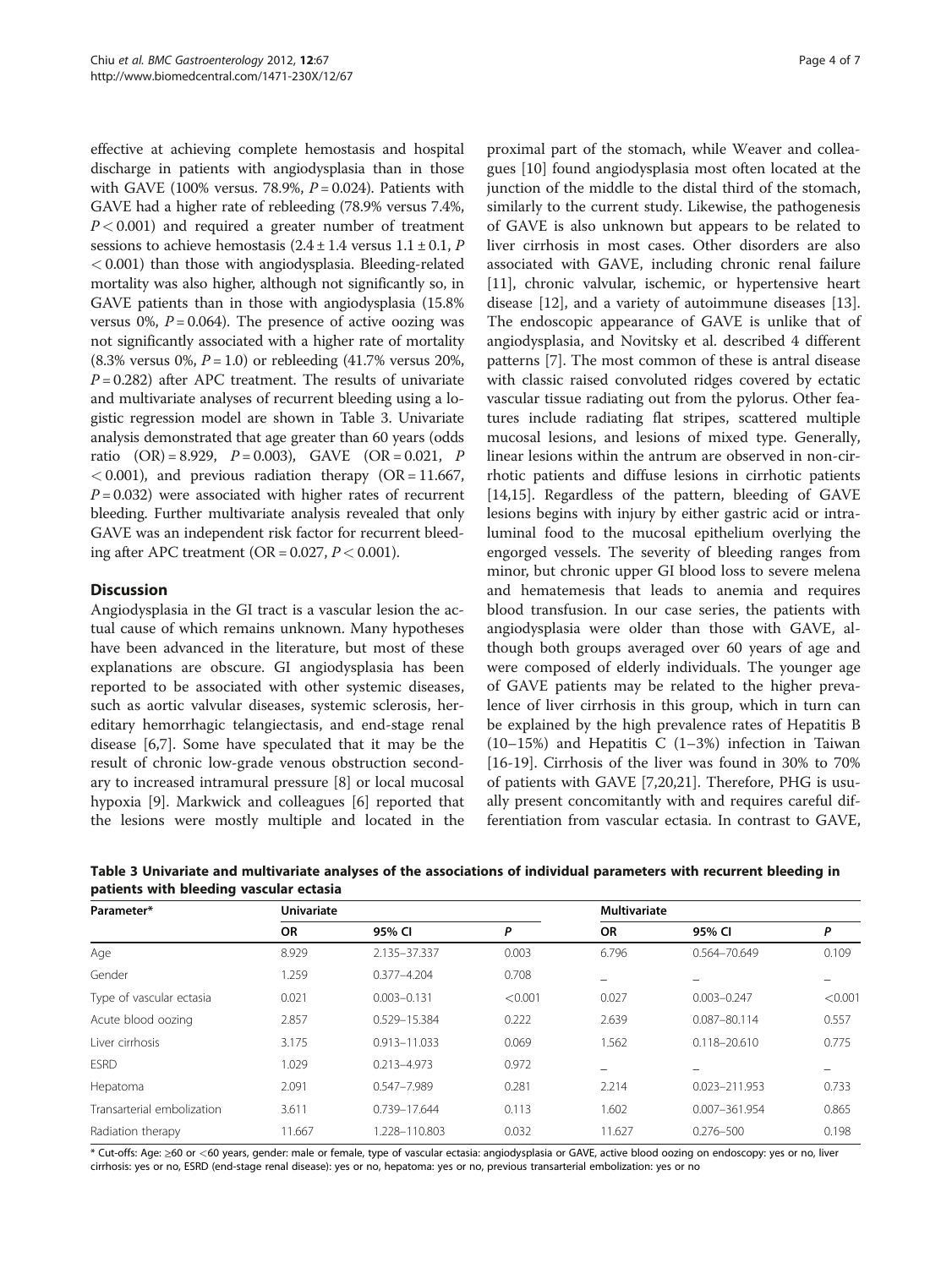effective at achieving complete hemostasis and hospital discharge in patients with angiodysplasia than in those with GAVE (100% versus. 78.9%, $P = 0.024$). Patients with GAVE had a higher rate of rebleeding (78.9% versus 7.4%, $P < 0.001$) and required a greater number of treatment sessions to achieve hemostasis ($2.4 \pm 1.4$ versus $1.1 \pm 0.1$, $P < 0.001$) than those with angiodysplasia. Bleeding-related mortality was also higher, although not significantly so, in GAVE patients than in those with angiodysplasia (15.8% versus 0%, $P = 0.064$). The presence of active oozing was not significantly associated with a higher rate of mortality (8.3% versus 0%, $P = 1.0$) or rebleeding (41.7% versus 20%, $P = 0.282$) after APC treatment. The results of univariate and multivariate analyses of recurrent bleeding using a logistic regression model are shown in Table 3. Univariate analysis demonstrated that age greater than 60 years (odds ratio (OR) = 8.929, $P = 0.003$), GAVE (OR = 0.021, $P < 0.001$), and previous radiation therapy (OR = 11.667, $P = 0.032$) were associated with higher rates of recurrent bleeding. Further multivariate analysis revealed that only GAVE was an independent risk factor for recurrent bleeding after APC treatment (OR = 0.027, $P < 0.001$).

## Discussion

Angiodysplasia in the GI tract is a vascular lesion the actual cause of which remains unknown. Many hypotheses have been advanced in the literature, but most of these explanations are obscure. GI angiodysplasia has been reported to be associated with other systemic diseases, such as aortic valvular diseases, systemic sclerosis, hereditary hemorrhagic telangiectasis, and end-stage renal disease [6,7]. Some have speculated that it may be the result of chronic low-grade venous obstruction secondary to increased intramural pressure [8] or local mucosal hypoxia [9]. Markwick and colleagues [6] reported that the lesions were mostly multiple and located in the proximal part of the stomach, while Weaver and colleagues [10] found angiodysplasia most often located at the junction of the middle to the distal third of the stomach, similarly to the current study. Likewise, the pathogenesis of GAVE is also unknown but appears to be related to liver cirrhosis in most cases. Other disorders are also associated with GAVE, including chronic renal failure [11], chronic valvular, ischemic, or hypertensive heart disease [12], and a variety of autoimmune diseases [13]. The endoscopic appearance of GAVE is unlike that of angiodysplasia, and Novitsky et al. described 4 different patterns [7]. The most common of these is antral disease with classic raised convoluted ridges covered by ectatic vascular tissue radiating out from the pylorus. Other features include radiating flat stripes, scattered multiple mucosal lesions, and lesions of mixed type. Generally, linear lesions within the antrum are observed in non-cirrhotic patients and diffuse lesions in cirrhotic patients [14,15]. Regardless of the pattern, bleeding of GAVE lesions begins with injury by either gastric acid or intraluminal food to the mucosal epithelium overlying the engorged vessels. The severity of bleeding ranges from minor, but chronic upper GI blood loss to severe melena and hematemesis that leads to anemia and requires blood transfusion. In our case series, the patients with angiodysplasia were older than those with GAVE, although both groups averaged over 60 years of age and were composed of elderly individuals. The younger age of GAVE patients may be related to the higher prevalence of liver cirrhosis in this group, which in turn can be explained by the high prevalence rates of Hepatitis B (10–15%) and Hepatitis C (1–3%) infection in Taiwan [16-19]. Cirrhosis of the liver was found in 30% to 70% of patients with GAVE [7,20,21]. Therefore, PHG is usually present concomitantly with and requires careful differentiation from vascular ectasia. In contrast to GAVE,

**Table 3 Univariate and multivariate analyses of the associations of individual parameters with recurrent bleeding in patients with bleeding vascular ectasia**

| Parameter* | Univariate | | | Multivariate | | |
|---|---|---|---|---|---|---|
| | OR | 95% CI | P | OR | 95% CI | P |
| Age | 8.929 | 2.135–37.337 | 0.003 | 6.796 | 0.564–70.649 | 0.109 |
| Gender | 1.259 | 0.377–4.204 | 0.708 | – | – | – |
| Type of vascular ectasia | 0.021 | 0.003–0.131 | <0.001 | 0.027 | 0.003–0.247 | <0.001 |
| Acute blood oozing | 2.857 | 0.529–15.384 | 0.222 | 2.639 | 0.087–80.114 | 0.557 |
| Liver cirrhosis | 3.175 | 0.913–11.033 | 0.069 | 1.562 | 0.118–20.610 | 0.775 |
| ESRD | 1.029 | 0.213–4.973 | 0.972 | – | – | – |
| Hepatoma | 2.091 | 0.547–7.989 | 0.281 | 2.214 | 0.023–211.953 | 0.733 |
| Transarterial embolization | 3.611 | 0.739–17.644 | 0.113 | 1.602 | 0.007–361.954 | 0.865 |
| Radiation therapy | 11.667 | 1.228–110.803 | 0.032 | 11.627 | 0.276–500 | 0.198 |

* Cut-offs: Age: ≥60 or <60 years, gender: male or female, type of vascular ectasia: angiodysplasia or GAVE, active blood oozing on endoscopy: yes or no, liver cirrhosis: yes or no, ESRD (end-stage renal disease): yes or no, hepatoma: yes or no, previous transarterial embolization: yes or no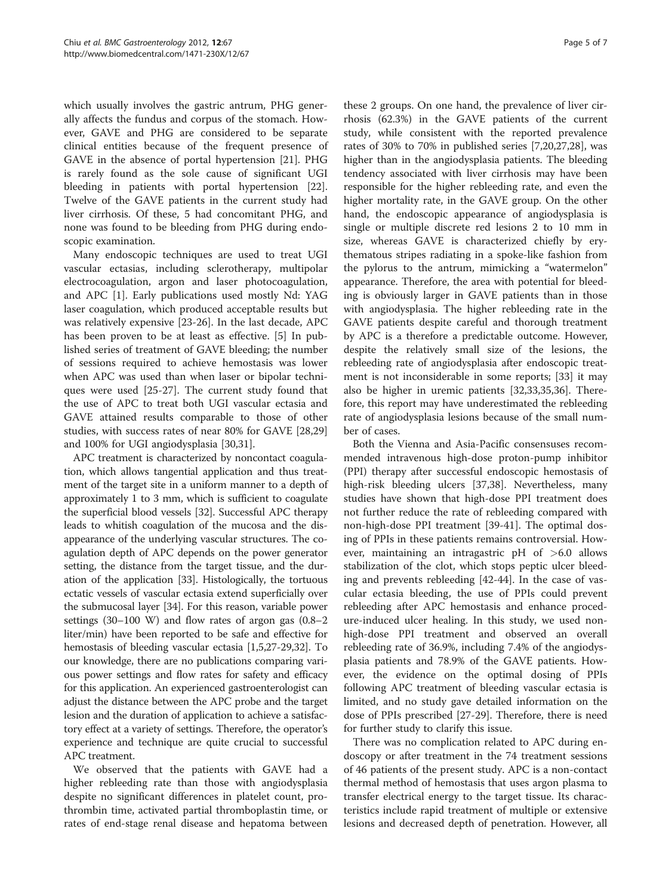which usually involves the gastric antrum, PHG generally affects the fundus and corpus of the stomach. However, GAVE and PHG are considered to be separate clinical entities because of the frequent presence of GAVE in the absence of portal hypertension [21]. PHG is rarely found as the sole cause of significant UGI bleeding in patients with portal hypertension [22]. Twelve of the GAVE patients in the current study had liver cirrhosis. Of these, 5 had concomitant PHG, and none was found to be bleeding from PHG during endoscopic examination.

Many endoscopic techniques are used to treat UGI vascular ectasias, including sclerotherapy, multipolar electrocoagulation, argon and laser photocoagulation, and APC [1]. Early publications used mostly Nd: YAG laser coagulation, which produced acceptable results but was relatively expensive [23-26]. In the last decade, APC has been proven to be at least as effective. [5] In published series of treatment of GAVE bleeding; the number of sessions required to achieve hemostasis was lower when APC was used than when laser or bipolar techniques were used [25-27]. The current study found that the use of APC to treat both UGI vascular ectasia and GAVE attained results comparable to those of other studies, with success rates of near 80% for GAVE [28,29] and 100% for UGI angiodysplasia [30,31].

APC treatment is characterized by noncontact coagulation, which allows tangential application and thus treatment of the target site in a uniform manner to a depth of approximately 1 to 3 mm, which is sufficient to coagulate the superficial blood vessels [32]. Successful APC therapy leads to whitish coagulation of the mucosa and the disappearance of the underlying vascular structures. The coagulation depth of APC depends on the power generator setting, the distance from the target tissue, and the duration of the application [33]. Histologically, the tortuous ectatic vessels of vascular ectasia extend superficially over the submucosal layer [34]. For this reason, variable power settings (30–100 W) and flow rates of argon gas (0.8–2 liter/min) have been reported to be safe and effective for hemostasis of bleeding vascular ectasia [1,5,27-29,32]. To our knowledge, there are no publications comparing various power settings and flow rates for safety and efficacy for this application. An experienced gastroenterologist can adjust the distance between the APC probe and the target lesion and the duration of application to achieve a satisfactory effect at a variety of settings. Therefore, the operator's experience and technique are quite crucial to successful APC treatment.

We observed that the patients with GAVE had a higher rebleeding rate than those with angiodysplasia despite no significant differences in platelet count, prothrombin time, activated partial thromboplastin time, or rates of end-stage renal disease and hepatoma between these 2 groups. On one hand, the prevalence of liver cirrhosis (62.3%) in the GAVE patients of the current study, while consistent with the reported prevalence rates of 30% to 70% in published series [7,20,27,28], was higher than in the angiodysplasia patients. The bleeding tendency associated with liver cirrhosis may have been responsible for the higher rebleeding rate, and even the higher mortality rate, in the GAVE group. On the other hand, the endoscopic appearance of angiodysplasia is single or multiple discrete red lesions 2 to 10 mm in size, whereas GAVE is characterized chiefly by erythematous stripes radiating in a spoke-like fashion from the pylorus to the antrum, mimicking a "watermelon" appearance. Therefore, the area with potential for bleeding is obviously larger in GAVE patients than in those with angiodysplasia. The higher rebleeding rate in the GAVE patients despite careful and thorough treatment by APC is a therefore a predictable outcome. However, despite the relatively small size of the lesions, the rebleeding rate of angiodysplasia after endoscopic treatment is not inconsiderable in some reports; [33] it may also be higher in uremic patients [32,33,35,36]. Therefore, this report may have underestimated the rebleeding rate of angiodysplasia lesions because of the small number of cases.

Both the Vienna and Asia-Pacific consensuses recommended intravenous high-dose proton-pump inhibitor (PPI) therapy after successful endoscopic hemostasis of high-risk bleeding ulcers [37,38]. Nevertheless, many studies have shown that high-dose PPI treatment does not further reduce the rate of rebleeding compared with non-high-dose PPI treatment [39-41]. The optimal dosing of PPIs in these patients remains controversial. However, maintaining an intragastric pH of >6.0 allows stabilization of the clot, which stops peptic ulcer bleeding and prevents rebleeding [42-44]. In the case of vascular ectasia bleeding, the use of PPIs could prevent rebleeding after APC hemostasis and enhance procedure-induced ulcer healing. In this study, we used non-high-dose PPI treatment and observed an overall rebleeding rate of 36.9%, including 7.4% of the angiodysplasia patients and 78.9% of the GAVE patients. However, the evidence on the optimal dosing of PPIs following APC treatment of bleeding vascular ectasia is limited, and no study gave detailed information on the dose of PPIs prescribed [27-29]. Therefore, there is need for further study to clarify this issue.

There was no complication related to APC during endoscopy or after treatment in the 74 treatment sessions of 46 patients of the present study. APC is a non-contact thermal method of hemostasis that uses argon plasma to transfer electrical energy to the target tissue. Its characteristics include rapid treatment of multiple or extensive lesions and decreased depth of penetration. However, all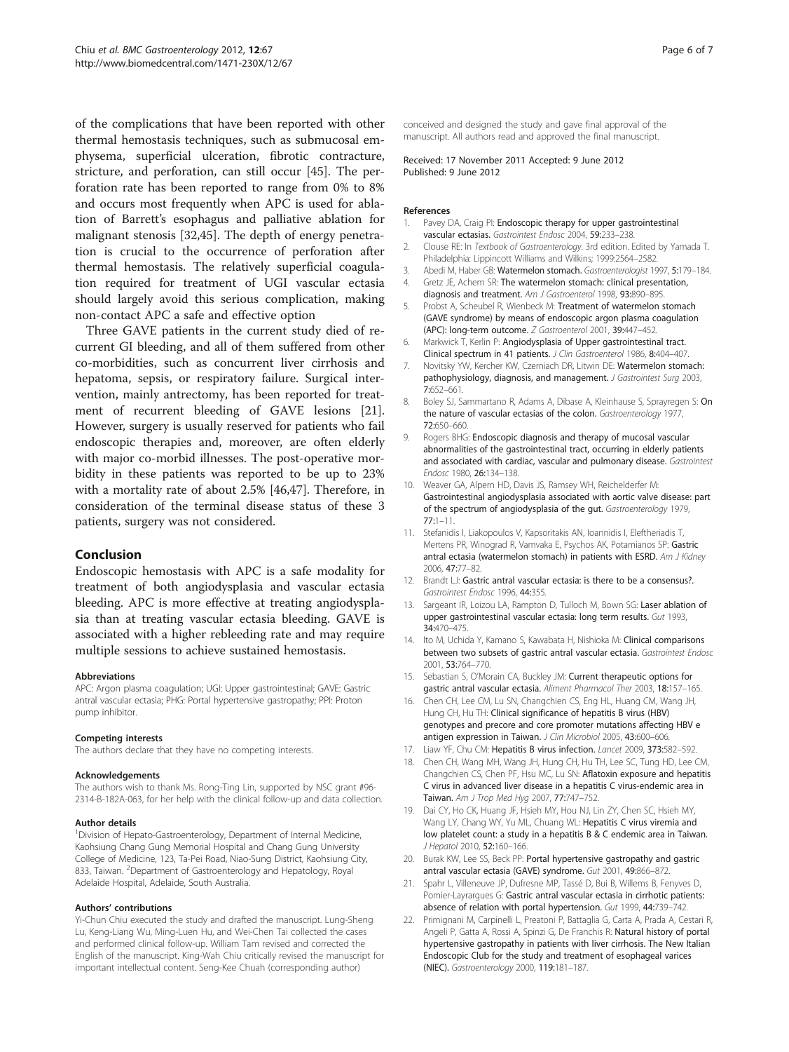of the complications that have been reported with other thermal hemostasis techniques, such as submucosal emphysema, superficial ulceration, fibrotic contracture, stricture, and perforation, can still occur [45]. The perforation rate has been reported to range from 0% to 8% and occurs most frequently when APC is used for ablation of Barrett's esophagus and palliative ablation for malignant stenosis [32,45]. The depth of energy penetration is crucial to the occurrence of perforation after thermal hemostasis. The relatively superficial coagulation required for treatment of UGI vascular ectasia should largely avoid this serious complication, making non-contact APC a safe and effective option

Three GAVE patients in the current study died of recurrent GI bleeding, and all of them suffered from other co-morbidities, such as concurrent liver cirrhosis and hepatoma, sepsis, or respiratory failure. Surgical intervention, mainly antrectomy, has been reported for treatment of recurrent bleeding of GAVE lesions [21]. However, surgery is usually reserved for patients who fail endoscopic therapies and, moreover, are often elderly with major co-morbid illnesses. The post-operative morbidity in these patients was reported to be up to 23% with a mortality rate of about 2.5% [46,47]. Therefore, in consideration of the terminal disease status of these 3 patients, surgery was not considered.

## Conclusion

Endoscopic hemostasis with APC is a safe modality for treatment of both angiodysplasia and vascular ectasia bleeding. APC is more effective at treating angiodysplasia than at treating vascular ectasia bleeding. GAVE is associated with a higher rebleeding rate and may require multiple sessions to achieve sustained hemostasis.

#### Abbreviations

APC: Argon plasma coagulation; UGI: Upper gastrointestinal; GAVE: Gastric antral vascular ectasia; PHG: Portal hypertensive gastropathy; PPI: Proton pump inhibitor.

#### Competing interests

The authors declare that they have no competing interests.

#### Acknowledgements

The authors wish to thank Ms. Rong-Ting Lin, supported by NSC grant #96-2314-B-182A-063, for her help with the clinical follow-up and data collection.

#### Author details

[1]Division of Hepato-Gastroenterology, Department of Internal Medicine, Kaohsiung Chang Gung Memorial Hospital and Chang Gung University College of Medicine, 123, Ta-Pei Road, Niao-Sung District, Kaohsiung City, 833, Taiwan. [2]Department of Gastroenterology and Hepatology, Royal Adelaide Hospital, Adelaide, South Australia.

#### Authors' contributions

Yi-Chun Chiu executed the study and drafted the manuscript. Lung-Sheng Lu, Keng-Liang Wu, Ming-Luen Hu, and Wei-Chen Tai collected the cases and performed clinical follow-up. William Tam revised and corrected the English of the manuscript. King-Wah Chiu critically revised the manuscript for important intellectual content. Seng-Kee Chuah (corresponding author) conceived and designed the study and gave final approval of the manuscript. All authors read and approved the final manuscript.

Received: 17 November 2011 Accepted: 9 June 2012
Published: 9 June 2012

#### References

1. Pavey DA, Craig PI: **Endoscopic therapy for upper gastrointestinal vascular ectasias.** *Gastrointest Endosc* 2004, **59:**233–238.
2. Clouse RE: In *Textbook of Gastroenterology*. 3rd edition. Edited by Yamada T. Philadelphia: Lippincott Williams and Wilkins; 1999:2564–2582.
3. Abedi M, Haber GB: **Watermelon stomach.** *Gastroenterologist* 1997, **5:**179–184.
4. Gretz JE, Achem SR: **The watermelon stomach: clinical presentation, diagnosis and treatment.** *Am J Gastroenterol* 1998, **93:**890–895.
5. Probst A, Scheubel R, Wienbeck M: **Treatment of watermelon stomach (GAVE syndrome) by means of endoscopic argon plasma coagulation (APC): long-term outcome.** *Z Gastroenterol* 2001, **39:**447–452.
6. Markwick T, Kerlin P: **Angiodysplasia of Upper gastrointestinal tract. Clinical spectrum in 41 patients.** *J Clin Gastroenterol* 1986, **8:**404–407.
7. Novitsky YW, Kercher KW, Czerniach DR, Litwin DE: **Watermelon stomach: pathophysiology, diagnosis, and management.** *J Gastrointest Surg* 2003, **7:**652–661.
8. Boley SJ, Sammartano R, Adams A, Dibase A, Kleinhause S, Sprayregen S: **On the nature of vascular ectasias of the colon.** *Gastroenterology* 1977, **72:**650–660.
9. Rogers BHG: **Endoscopic diagnosis and therapy of mucosal vascular abnormalities of the gastrointestinal tract, occurring in elderly patients and associated with cardiac, vascular and pulmonary disease.** *Gastrointest Endosc* 1980, **26:**134–138.
10. Weaver GA, Alpern HD, Davis JS, Ramsey WH, Reichelderfer M: **Gastrointestinal angiodysplasia associated with aortic valve disease: part of the spectrum of angiodysplasia of the gut.** *Gastroenterology* 1979, **77:**1–11.
11. Stefanidis I, Liakopoulos V, Kapsoritakis AN, Ioannidis I, Eleftheriadis T, Mertens PR, Winograd R, Vamvaka E, Psychos AK, Potamianos SP: **Gastric antral ectasia (watermelon stomach) in patients with ESRD.** *Am J Kidney* 2006, **47:**77–82.
12. Brandt LJ: **Gastric antral vascular ectasia: is there to be a consensus?.** *Gastrointest Endosc* 1996, **44:**355.
13. Sargeant IR, Loizou LA, Rampton D, Tulloch M, Bown SG: **Laser ablation of upper gastrointestinal vascular ectasia: long term results.** *Gut* 1993, **34:**470–475.
14. Ito M, Uchida Y, Kamano S, Kawabata H, Nishioka M: **Clinical comparisons between two subsets of gastric antral vascular ectasia.** *Gastrointest Endosc* 2001, **53:**764–770.
15. Sebastian S, O'Morain CA, Buckley JM: **Current therapeutic options for gastric antral vascular ectasia.** *Aliment Pharmacol Ther* 2003, **18:**157–165.
16. Chen CH, Lee CM, Lu SN, Changchien CS, Eng HL, Huang CM, Wang JH, Hung CH, Hu TH: **Clinical significance of hepatitis B virus (HBV) genotypes and precore and core promoter mutations affecting HBV e antigen expression in Taiwan.** *J Clin Microbiol* 2005, **43:**600–606.
17. Liaw YF, Chu CM: **Hepatitis B virus infection.** *Lancet* 2009, **373:**582–592.
18. Chen CH, Wang MH, Wang JH, Hung CH, Hu TH, Lee SC, Tung HD, Lee CM, Changchien CS, Chen PF, Hsu MC, Lu SN: **Aflatoxin exposure and hepatitis C virus in advanced liver disease in a hepatitis C virus-endemic area in Taiwan.** *Am J Trop Med Hyg* 2007, **77:**747–752.
19. Dai CY, Ho CK, Huang JF, Hsieh MY, Hou NJ, Lin ZY, Chen SC, Hsieh MY, Wang LY, Chang WY, Yu ML, Chuang WL: **Hepatitis C virus viremia and low platelet count: a study in a hepatitis B & C endemic area in Taiwan.** *J Hepatol* 2010, **52:**160–166.
20. Burak KW, Lee SS, Beck PP: **Portal hypertensive gastropathy and gastric antral vascular ectasia (GAVE) syndrome.** *Gut* 2001, **49:**866–872.
21. Spahr L, Villeneuve JP, Dufresne MP, Tassé D, Bui B, Willems B, Fenyves D, Pomier-Layrargues G: **Gastric antral vascular ectasia in cirrhotic patients: absence of relation with portal hypertension.** *Gut* 1999, **44:**739–742.
22. Primignani M, Carpinelli L, Preatoni P, Battaglia G, Carta A, Prada A, Cestari R, Angeli P, Gatta A, Rossi A, Spinzi G, De Franchis R: **Natural history of portal hypertensive gastropathy in patients with liver cirrhosis. The New Italian Endoscopic Club for the study and treatment of esophageal varices (NIEC).** *Gastroenterology* 2000, **119:**181–187.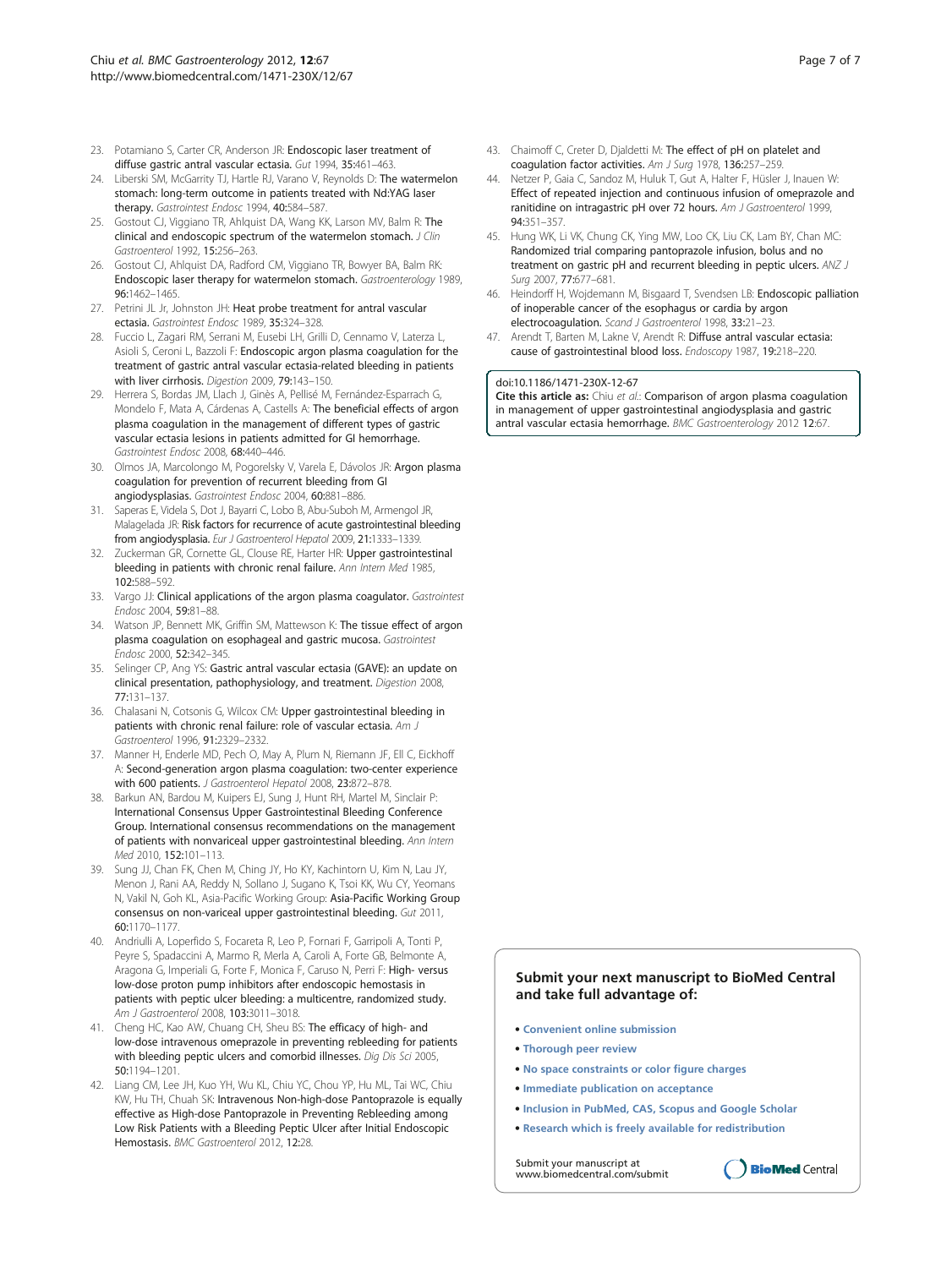23. Potamiano S, Carter CR, Anderson JR: **Endoscopic laser treatment of diffuse gastric antral vascular ectasia.** *Gut* 1994, **35:**461–463.
24. Liberski SM, McGarrity TJ, Hartle RJ, Varano V, Reynolds D: **The watermelon stomach: long-term outcome in patients treated with Nd:YAG laser therapy.** *Gastrointest Endosc* 1994, **40:**584–587.
25. Gostout CJ, Viggiano TR, Ahlquist DA, Wang KK, Larson MV, Balm R: **The clinical and endoscopic spectrum of the watermelon stomach.** *J Clin Gastroenterol* 1992, **15:**256–263.
26. Gostout CJ, Ahlquist DA, Radford CM, Viggiano TR, Bowyer BA, Balm RK: **Endoscopic laser therapy for watermelon stomach.** *Gastroenterology* 1989, **96:**1462–1465.
27. Petrini JL Jr, Johnston JH: **Heat probe treatment for antral vascular ectasia.** *Gastrointest Endosc* 1989, **35:**324–328.
28. Fuccio L, Zagari RM, Serrani M, Eusebi LH, Grilli D, Cennamo V, Laterza L, Asioli S, Ceroni L, Bazzoli F: **Endoscopic argon plasma coagulation for the treatment of gastric antral vascular ectasia-related bleeding in patients with liver cirrhosis.** *Digestion* 2009, **79:**143–150.
29. Herrera S, Bordas JM, Llach J, Ginès A, Pellisé M, Fernández-Esparrach G, Mondelo F, Mata A, Cárdenas A, Castells A: **The beneficial effects of argon plasma coagulation in the management of different types of gastric vascular ectasia lesions in patients admitted for GI hemorrhage.** *Gastrointest Endosc* 2008, **68:**440–446.
30. Olmos JA, Marcolongo M, Pogorelsky V, Varela E, Dávolos JR: **Argon plasma coagulation for prevention of recurrent bleeding from GI angiodysplasias.** *Gastrointest Endosc* 2004, **60:**881–886.
31. Saperas E, Videla S, Dot J, Bayarri C, Lobo B, Abu-Suboh M, Armengol JR, Malagelada JR: **Risk factors for recurrence of acute gastrointestinal bleeding from angiodysplasia.** *Eur J Gastroenterol Hepatol* 2009, **21:**1333–1339.
32. Zuckerman GR, Cornette GL, Clouse RE, Harter HR: **Upper gastrointestinal bleeding in patients with chronic renal failure.** *Ann Intern Med* 1985, **102:**588–592.
33. Vargo JJ: **Clinical applications of the argon plasma coagulator.** *Gastrointest Endosc* 2004, **59:**81–88.
34. Watson JP, Bennett MK, Griffin SM, Mattewson K: **The tissue effect of argon plasma coagulation on esophageal and gastric mucosa.** *Gastrointest Endosc* 2000, **52:**342–345.
35. Selinger CP, Ang YS: **Gastric antral vascular ectasia (GAVE): an update on clinical presentation, pathophysiology, and treatment.** *Digestion* 2008, **77:**131–137.
36. Chalasani N, Cotsonis G, Wilcox CM: **Upper gastrointestinal bleeding in patients with chronic renal failure: role of vascular ectasia.** *Am J Gastroenterol* 1996, **91:**2329–2332.
37. Manner H, Enderle MD, Pech O, May A, Plum N, Riemann JF, Ell C, Eickhoff A: **Second-generation argon plasma coagulation: two-center experience with 600 patients.** *J Gastroenterol Hepatol* 2008, **23:**872–878.
38. Barkun AN, Bardou M, Kuipers EJ, Sung J, Hunt RH, Martel M, Sinclair P: **International Consensus Upper Gastrointestinal Bleeding Conference Group. International consensus recommendations on the management of patients with nonvariceal upper gastrointestinal bleeding.** *Ann Intern Med* 2010, **152:**101–113.
39. Sung JJ, Chan FK, Chen M, Ching JY, Ho KY, Kachintorn U, Kim N, Lau JY, Menon J, Rani AA, Reddy N, Sollano J, Sugano K, Tsoi KK, Wu CY, Yeomans N, Vakil N, Goh KL, Asia-Pacific Working Group: **Asia-Pacific Working Group consensus on non-variceal upper gastrointestinal bleeding.** *Gut* 2011, **60:**1170–1177.
40. Andriulli A, Loperfido S, Focareta R, Leo P, Fornari F, Garripoli A, Tonti P, Peyre S, Spadaccini A, Marmo R, Merla A, Caroli A, Forte GB, Belmonte A, Aragona G, Imperiali G, Forte F, Monica F, Caruso N, Perri F: **High- versus low-dose proton pump inhibitors after endoscopic hemostasis in patients with peptic ulcer bleeding: a multicentre, randomized study.** *Am J Gastroenterol* 2008, **103:**3011–3018.
41. Cheng HC, Kao AW, Chuang CH, Sheu BS: **The efficacy of high- and low-dose intravenous omeprazole in preventing rebleeding for patients with bleeding peptic ulcers and comorbid illnesses.** *Dig Dis Sci* 2005, **50:**1194–1201.
42. Liang CM, Lee JH, Kuo YH, Wu KL, Chiu YC, Chou YP, Hu ML, Tai WC, Chiu KW, Hu TH, Chuah SK: **Intravenous Non-high-dose Pantoprazole is equally effective as High-dose Pantoprazole in Preventing Rebleeding among Low Risk Patients with a Bleeding Peptic Ulcer after Initial Endoscopic Hemostasis.** *BMC Gastroenterol* 2012, **12:**28.
43. Chaimoff C, Creter D, Djaldetti M: **The effect of pH on platelet and coagulation factor activities.** *Am J Surg* 1978, **136:**257–259.
44. Netzer P, Gaia C, Sandoz M, Huluk T, Gut A, Halter F, Hüsler J, Inauen W: **Effect of repeated injection and continuous infusion of omeprazole and ranitidine on intragastric pH over 72 hours.** *Am J Gastroenterol* 1999, **94:**351–357.
45. Hung WK, Li VK, Chung CK, Ying MW, Loo CK, Liu CK, Lam BY, Chan MC: **Randomized trial comparing pantoprazole infusion, bolus and no treatment on gastric pH and recurrent bleeding in peptic ulcers.** *ANZ J Surg* 2007, **77:**677–681.
46. Heindorff H, Wojdemann M, Bisgaard T, Svendsen LB: **Endoscopic palliation of inoperable cancer of the esophagus or cardia by argon electrocoagulation.** *Scand J Gastroenterol* 1998, **33:**21–23.
47. Arendt T, Barten M, Lakne V, Arendt R: **Diffuse antral vascular ectasia: cause of gastrointestinal blood loss.** *Endoscopy* 1987, **19:**218–220.

doi:10.1186/1471-230X-12-67

**Cite this article as:** Chiu *et al.*: Comparison of argon plasma coagulation in management of upper gastrointestinal angiodysplasia and gastric antral vascular ectasia hemorrhage. *BMC Gastroenterology* 2012 **12**:67.

**Submit your next manuscript to BioMed Central and take full advantage of:**

- **Convenient online submission**
- **Thorough peer review**
- **No space constraints or color figure charges**
- **Immediate publication on acceptance**
- **Inclusion in PubMed, CAS, Scopus and Google Scholar**
- **Research which is freely available for redistribution**

Submit your manuscript at www.biomedcentral.com/submit

BioMed Central